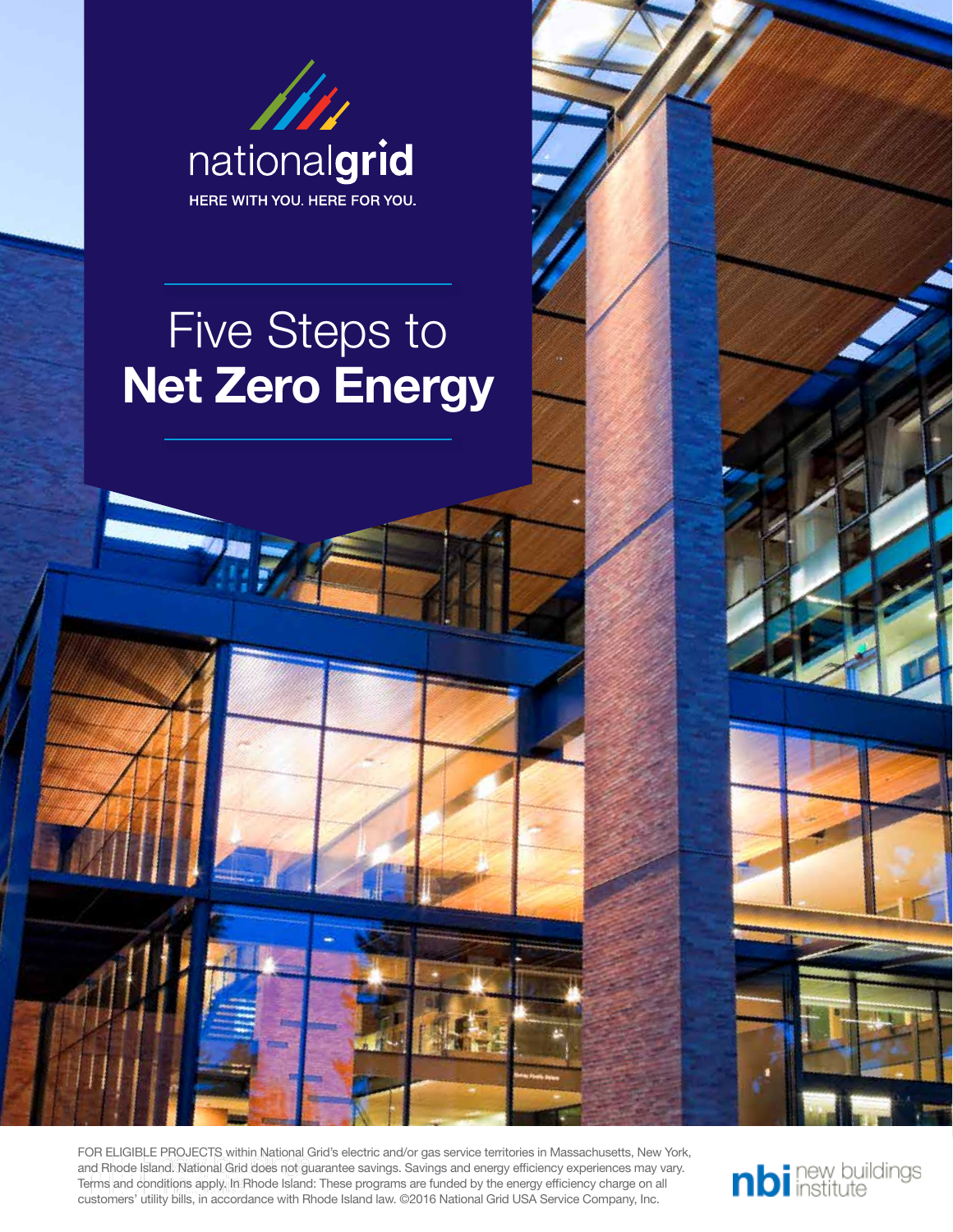nationalgrid

HERE WITH YOU. HERE FOR YOU.

# Five Steps to **Net Zero Energy**

FOR ELIGIBLE PROJECTS within National Grid's electric and/or gas service territories in Massachusetts, New York, and Rhode Island. National Grid does not guarantee savings. Savings and energy efficiency experiences may vary. Terms and conditions apply. In Rhode Island: These programs are funded by the energy efficiency charge on all customers' utility bills, in accordance with Rhode Island law. ©2016 National Grid USA Service Company, Inc.

nbi new buildings institute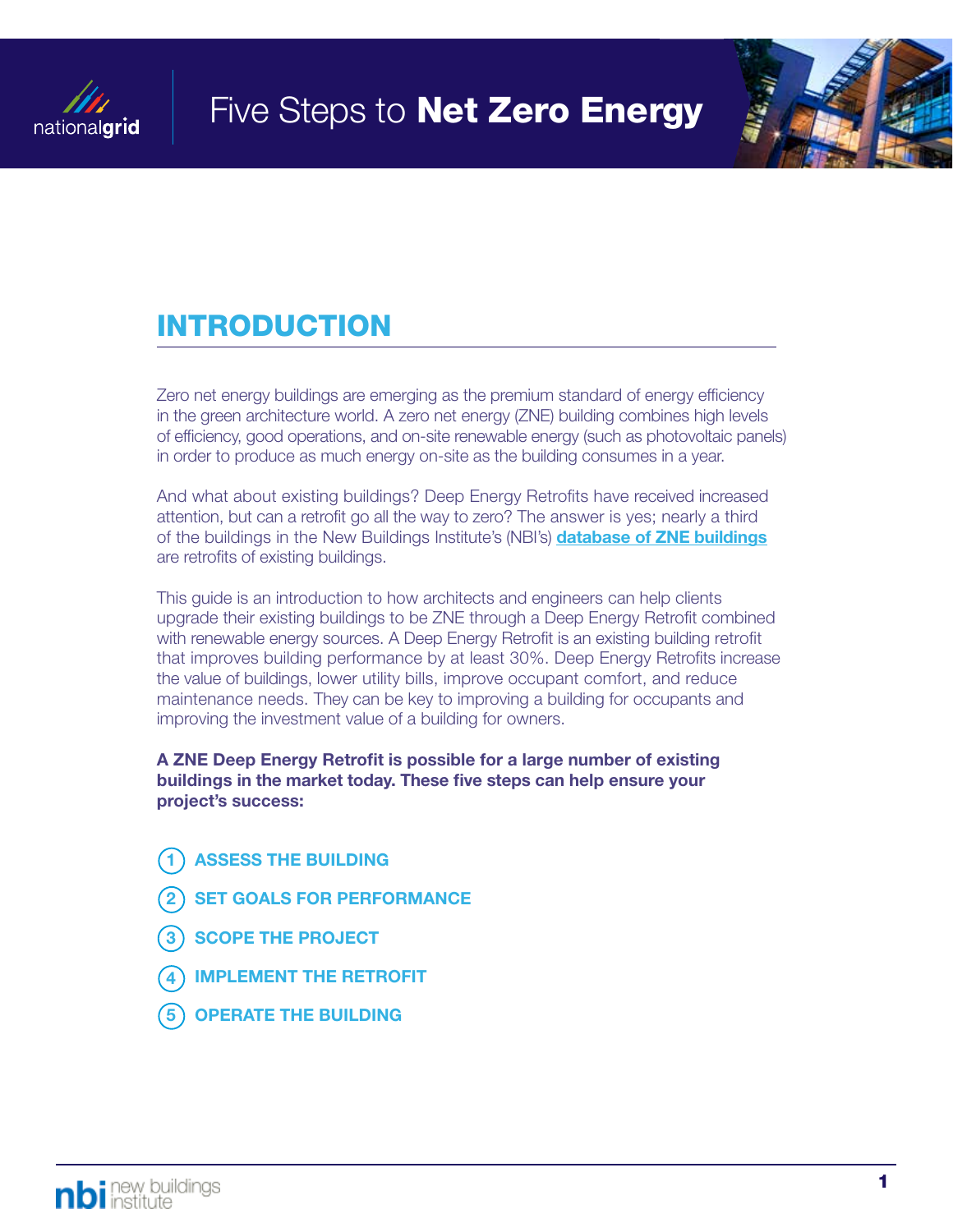# Five Steps to **Net Zero Energy**

## INTRODUCTION

Zero net energy buildings are emerging as the premium standard of energy efficiency in the green architecture world. A zero net energy (ZNE) building combines high levels of efficiency, good operations, and on-site renewable energy (such as photovoltaic panels) in order to produce as much energy on-site as the building consumes in a year.

And what about existing buildings? Deep Energy Retrofits have received increased attention, but can a retrofit go all the way to zero? The answer is yes; nearly a third of the buildings in the New Buildings Institute's (NBI's) **database of ZNE buildings** are retrofits of existing buildings.

This guide is an introduction to how architects and engineers can help clients upgrade their existing buildings to be ZNE through a Deep Energy Retrofit combined with renewable energy sources. A Deep Energy Retrofit is an existing building retrofit that improves building performance by at least 30%. Deep Energy Retrofits increase the value of buildings, lower utility bills, improve occupant comfort, and reduce maintenance needs. They can be key to improving a building for occupants and improving the investment value of a building for owners.

**A ZNE Deep Energy Retrofit is possible for a large number of existing buildings in the market today. These five steps can help ensure your project's success:**

1. **ASSESS THE BUILDING**
2. **SET GOALS FOR PERFORMANCE**
3. **SCOPE THE PROJECT**
4. **IMPLEMENT THE RETROFIT**
5. **OPERATE THE BUILDING**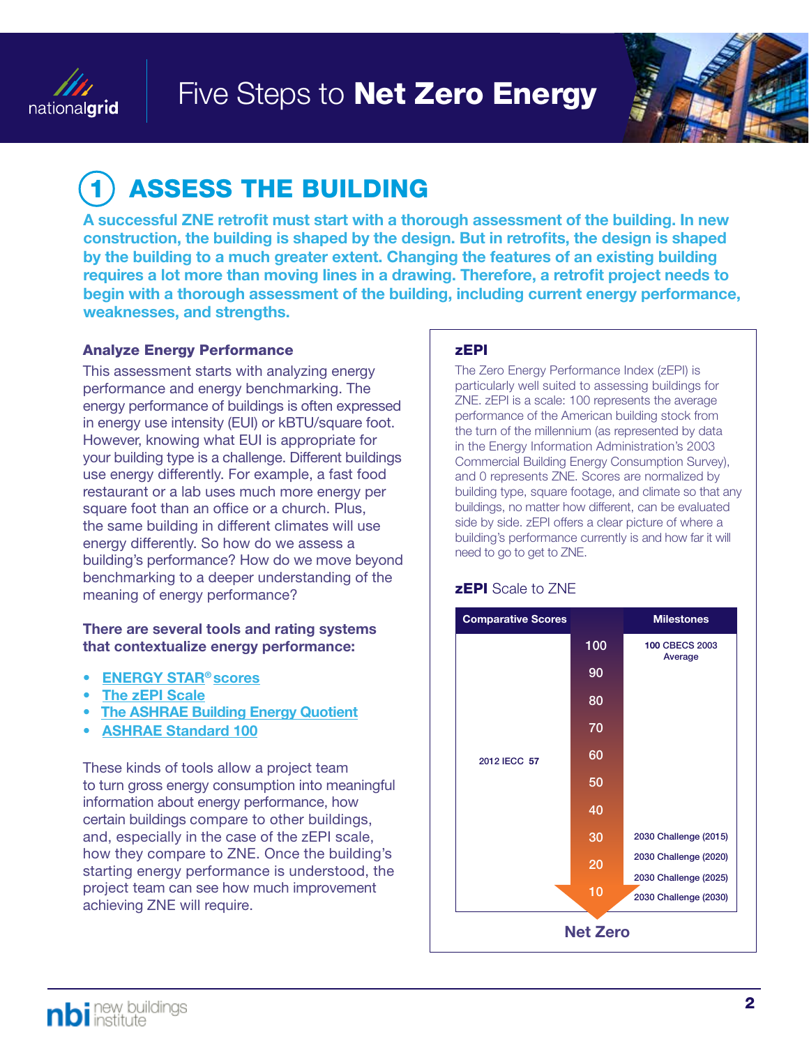# Five Steps to **Net Zero Energy**

## 1 ASSESS THE BUILDING

**A successful ZNE retrofit must start with a thorough assessment of the building. In new construction, the building is shaped by the design. But in retrofits, the design is shaped by the building to a much greater extent. Changing the features of an existing building requires a lot more than moving lines in a drawing. Therefore, a retrofit project needs to begin with a thorough assessment of the building, including current energy performance, weaknesses, and strengths.**

### Analyze Energy Performance

This assessment starts with analyzing energy performance and energy benchmarking. The energy performance of buildings is often expressed in energy use intensity (EUI) or kBTU/square foot. However, knowing what EUI is appropriate for your building type is a challenge. Different buildings use energy differently. For example, a fast food restaurant or a lab uses much more energy per square foot than an office or a church. Plus, the same building in different climates will use energy differently. So how do we assess a building's performance? How do we move beyond benchmarking to a deeper understanding of the meaning of energy performance?

**There are several tools and rating systems that contextualize energy performance:**

- ENERGY STAR® scores
- The zEPI Scale
- The ASHRAE Building Energy Quotient
- ASHRAE Standard 100

These kinds of tools allow a project team to turn gross energy consumption into meaningful information about energy performance, how certain buildings compare to other buildings, and, especially in the case of the zEPI scale, how they compare to ZNE. Once the building's starting energy performance is understood, the project team can see how much improvement achieving ZNE will require.

### zEPI

The Zero Energy Performance Index (zEPI) is particularly well suited to assessing buildings for ZNE. zEPI is a scale: 100 represents the average performance of the American building stock from the turn of the millennium (as represented by data in the Energy Information Administration's 2003 Commercial Building Energy Consumption Survey), and 0 represents ZNE. Scores are normalized by building type, square footage, and climate so that any buildings, no matter how different, can be evaluated side by side. zEPI offers a clear picture of where a building's performance currently is and how far it will need to go to get to ZNE.

**zEPI** Scale to ZNE

| Comparative Scores | | Milestones |
|---|---|---|
| | 100 | 100 CBECS 2003 Average |
| | 90 | |
| | 80 | |
| | 70 | |
| 2012 IECC **57** | 60 | |
| | 50 | |
| | 40 | |
| | 30 | 2030 Challenge (2015) |
| | 20 | 2030 Challenge (2020) |
| | | 2030 Challenge (2025) |
| | 10 | 2030 Challenge (2030) |

**Net Zero**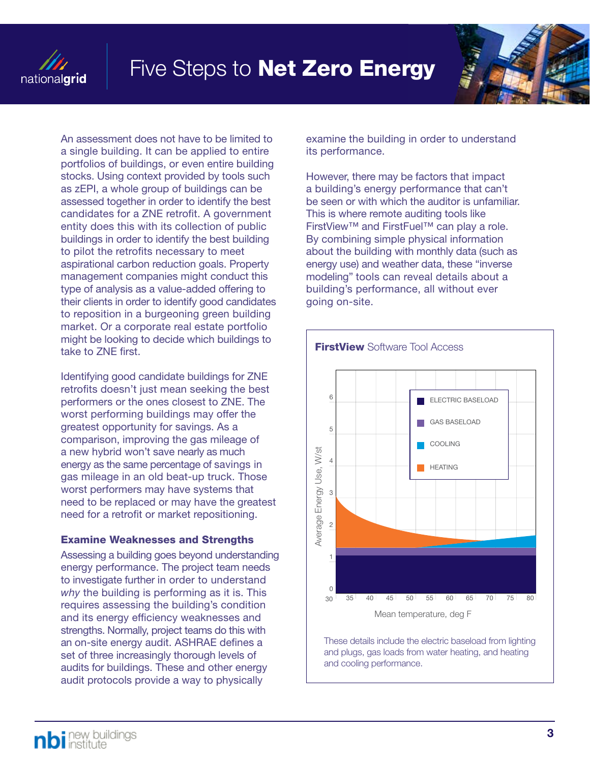An assessment does not have to be limited to a single building. It can be applied to entire portfolios of buildings, or even entire building stocks. Using context provided by tools such as zEPI, a whole group of buildings can be assessed together in order to identify the best candidates for a ZNE retrofit. A government entity does this with its collection of public buildings in order to identify the best building to pilot the retrofits necessary to meet aspirational carbon reduction goals. Property management companies might conduct this type of analysis as a value-added offering to their clients in order to identify good candidates to reposition in a burgeoning green building market. Or a corporate real estate portfolio might be looking to decide which buildings to take to ZNE first.

Identifying good candidate buildings for ZNE retrofits doesn't just mean seeking the best performers or the ones closest to ZNE. The worst performing buildings may offer the greatest opportunity for savings. As a comparison, improving the gas mileage of a new hybrid won't save nearly as much energy as the same percentage of savings in gas mileage in an old beat-up truck. Those worst performers may have systems that need to be replaced or may have the greatest need for a retrofit or market repositioning.

### Examine Weaknesses and Strengths

Assessing a building goes beyond understanding energy performance. The project team needs to investigate further in order to understand *why* the building is performing as it is. This requires assessing the building's condition and its energy efficiency weaknesses and strengths. Normally, project teams do this with an on-site energy audit. ASHRAE defines a set of three increasingly thorough levels of audits for buildings. These and other energy audit protocols provide a way to physically examine the building in order to understand its performance.

However, there may be factors that impact a building's energy performance that can't be seen or with which the auditor is unfamiliar. This is where remote auditing tools like FirstView™ and FirstFuel™ can play a role. By combining simple physical information about the building with monthly data (such as energy use) and weather data, these "inverse modeling" tools can reveal details about a building's performance, all without ever going on-site.

**FirstView** Software Tool Access

These details include the electric baseload from lighting and plugs, gas loads from water heating, and heating and cooling performance.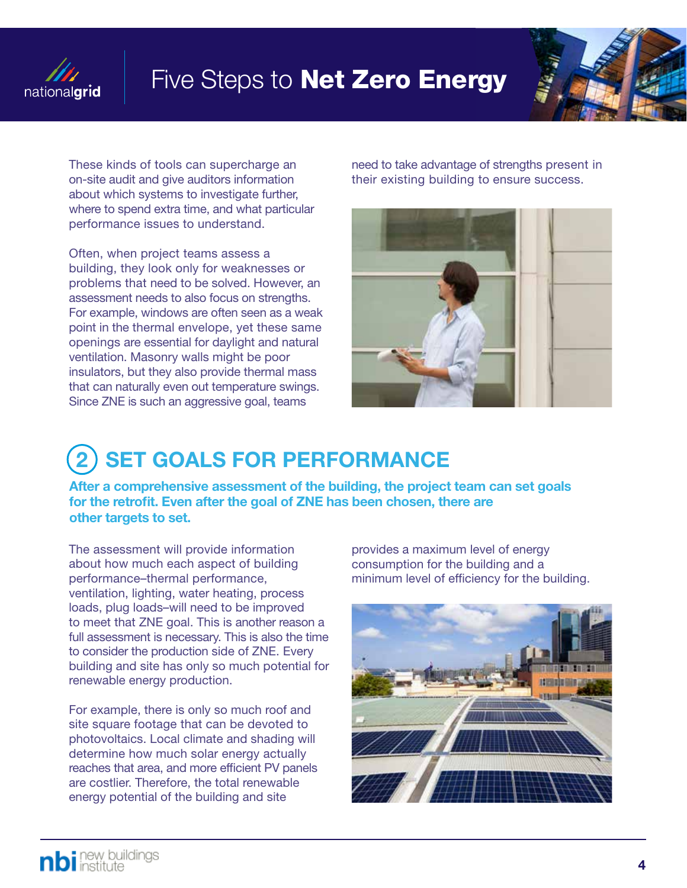These kinds of tools can supercharge an on-site audit and give auditors information about which systems to investigate further, where to spend extra time, and what particular performance issues to understand.

Often, when project teams assess a building, they look only for weaknesses or problems that need to be solved. However, an assessment needs to also focus on strengths. For example, windows are often seen as a weak point in the thermal envelope, yet these same openings are essential for daylight and natural ventilation. Masonry walls might be poor insulators, but they also provide thermal mass that can naturally even out temperature swings. Since ZNE is such an aggressive goal, teams need to take advantage of strengths present in their existing building to ensure success.

## 2 SET GOALS FOR PERFORMANCE

**After a comprehensive assessment of the building, the project team can set goals for the retrofit. Even after the goal of ZNE has been chosen, there are other targets to set.**

The assessment will provide information about how much each aspect of building performance–thermal performance, ventilation, lighting, water heating, process loads, plug loads–will need to be improved to meet that ZNE goal. This is another reason a full assessment is necessary. This is also the time to consider the production side of ZNE. Every building and site has only so much potential for renewable energy production.

For example, there is only so much roof and site square footage that can be devoted to photovoltaics. Local climate and shading will determine how much solar energy actually reaches that area, and more efficient PV panels are costlier. Therefore, the total renewable energy potential of the building and site provides a maximum level of energy consumption for the building and a minimum level of efficiency for the building.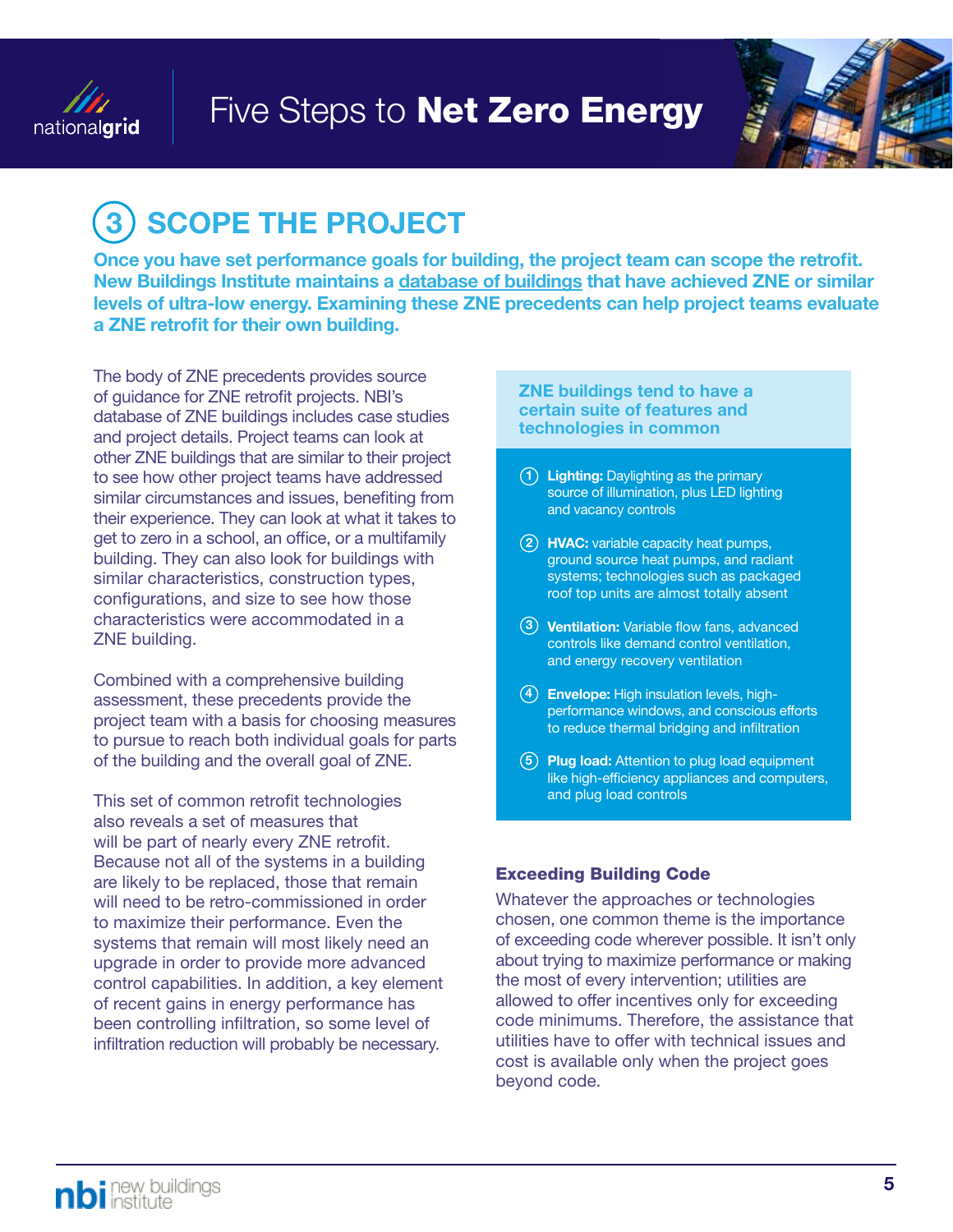## 3 SCOPE THE PROJECT

**Once you have set performance goals for building, the project team can scope the retrofit. New Buildings Institute maintains a database of buildings that have achieved ZNE or similar levels of ultra-low energy. Examining these ZNE precedents can help project teams evaluate a ZNE retrofit for their own building.**

The body of ZNE precedents provides source of guidance for ZNE retrofit projects. NBI's database of ZNE buildings includes case studies and project details. Project teams can look at other ZNE buildings that are similar to their project to see how other project teams have addressed similar circumstances and issues, benefiting from their experience. They can look at what it takes to get to zero in a school, an office, or a multifamily building. They can also look for buildings with similar characteristics, construction types, configurations, and size to see how those characteristics were accommodated in a ZNE building.

Combined with a comprehensive building assessment, these precedents provide the project team with a basis for choosing measures to pursue to reach both individual goals for parts of the building and the overall goal of ZNE.

This set of common retrofit technologies also reveals a set of measures that will be part of nearly every ZNE retrofit. Because not all of the systems in a building are likely to be replaced, those that remain will need to be retro-commissioned in order to maximize their performance. Even the systems that remain will most likely need an upgrade in order to provide more advanced control capabilities. In addition, a key element of recent gains in energy performance has been controlling infiltration, so some level of infiltration reduction will probably be necessary.

### ZNE buildings tend to have a certain suite of features and technologies in common

1. **Lighting:** Daylighting as the primary source of illumination, plus LED lighting and vacancy controls
2. **HVAC:** variable capacity heat pumps, ground source heat pumps, and radiant systems; technologies such as packaged roof top units are almost totally absent
3. **Ventilation:** Variable flow fans, advanced controls like demand control ventilation, and energy recovery ventilation
4. **Envelope:** High insulation levels, high-performance windows, and conscious efforts to reduce thermal bridging and infiltration
5. **Plug load:** Attention to plug load equipment like high-efficiency appliances and computers, and plug load controls

### Exceeding Building Code

Whatever the approaches or technologies chosen, one common theme is the importance of exceeding code wherever possible. It isn't only about trying to maximize performance or making the most of every intervention; utilities are allowed to offer incentives only for exceeding code minimums. Therefore, the assistance that utilities have to offer with technical issues and cost is available only when the project goes beyond code.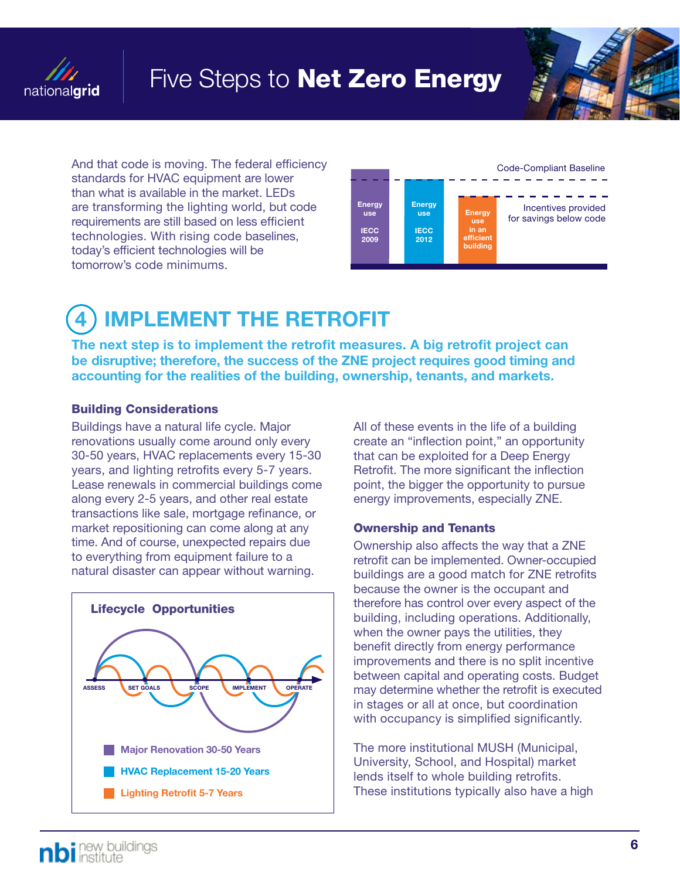And that code is moving. The federal efficiency standards for HVAC equipment are lower than what is available in the market. LEDs are transforming the lighting world, but code requirements are still based on less efficient technologies. With rising code baselines, today's efficient technologies will be tomorrow's code minimums.

Code-Compliant Baseline

Energy use IECC 2009

Energy use IECC 2012

Energy use in an efficient building

Incentives provided for savings below code

## 4 IMPLEMENT THE RETROFIT

**The next step is to implement the retrofit measures. A big retrofit project can be disruptive; therefore, the success of the ZNE project requires good timing and accounting for the realities of the building, ownership, tenants, and markets.**

### Building Considerations

Buildings have a natural life cycle. Major renovations usually come around only every 30-50 years, HVAC replacements every 15-30 years, and lighting retrofits every 5-7 years. Lease renewals in commercial buildings come along every 2-5 years, and other real estate transactions like sale, mortgage refinance, or market repositioning can come along at any time. And of course, unexpected repairs due to everything from equipment failure to a natural disaster can appear without warning.

**Lifecycle Opportunities**

ASSESS — SET GOALS — SCOPE — IMPLEMENT — OPERATE

- Major Renovation 30-50 Years
- HVAC Replacement 15-20 Years
- Lighting Retrofit 5-7 Years

All of these events in the life of a building create an "inflection point," an opportunity that can be exploited for a Deep Energy Retrofit. The more significant the inflection point, the bigger the opportunity to pursue energy improvements, especially ZNE.

### Ownership and Tenants

Ownership also affects the way that a ZNE retrofit can be implemented. Owner-occupied buildings are a good match for ZNE retrofits because the owner is the occupant and therefore has control over every aspect of the building, including operations. Additionally, when the owner pays the utilities, they benefit directly from energy performance improvements and there is no split incentive between capital and operating costs. Budget may determine whether the retrofit is executed in stages or all at once, but coordination with occupancy is simplified significantly.

The more institutional MUSH (Municipal, University, School, and Hospital) market lends itself to whole building retrofits. These institutions typically also have a high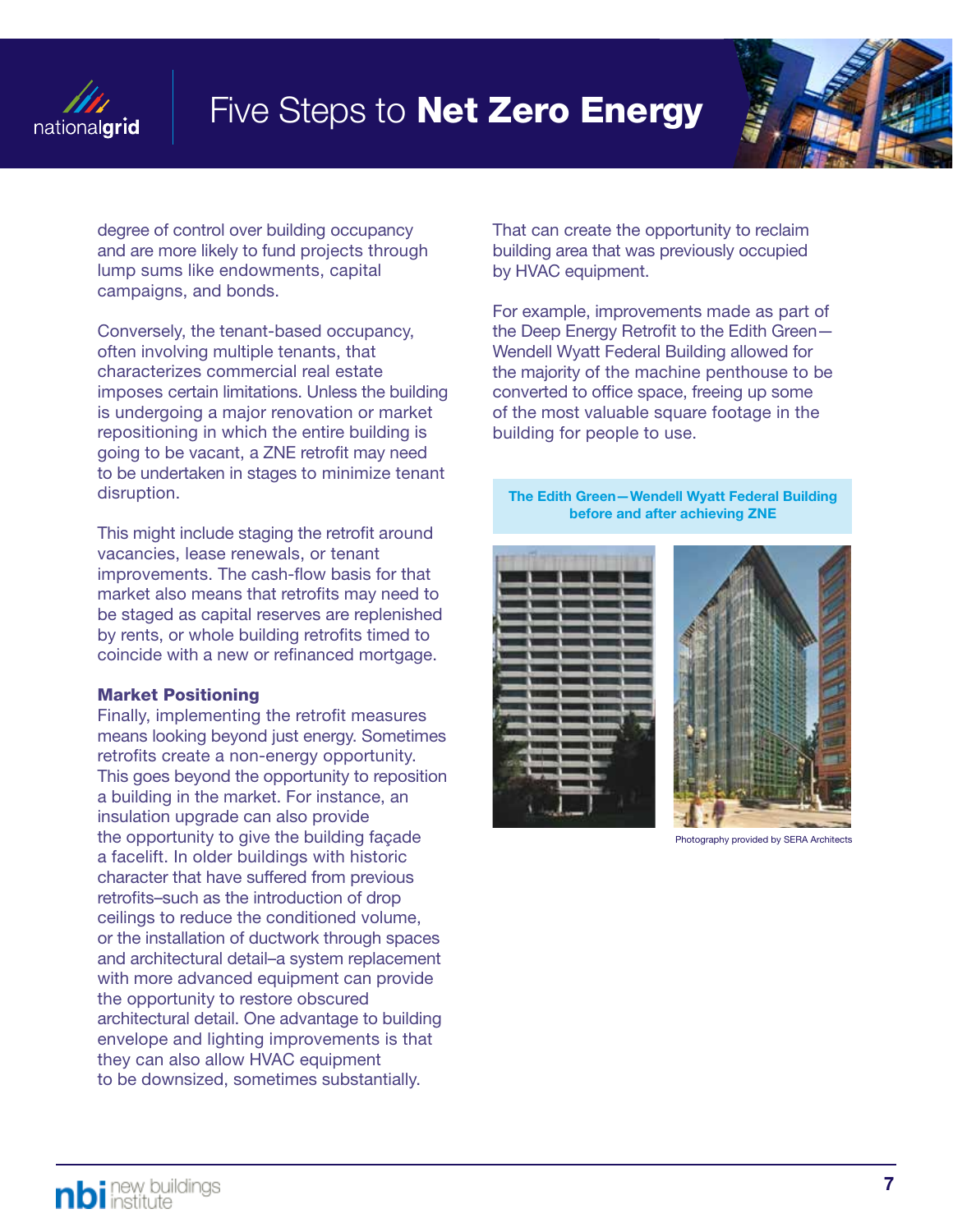degree of control over building occupancy and are more likely to fund projects through lump sums like endowments, capital campaigns, and bonds.

Conversely, the tenant-based occupancy, often involving multiple tenants, that characterizes commercial real estate imposes certain limitations. Unless the building is undergoing a major renovation or market repositioning in which the entire building is going to be vacant, a ZNE retrofit may need to be undertaken in stages to minimize tenant disruption.

This might include staging the retrofit around vacancies, lease renewals, or tenant improvements. The cash-flow basis for that market also means that retrofits may need to be staged as capital reserves are replenished by rents, or whole building retrofits timed to coincide with a new or refinanced mortgage.

**Market Positioning**

Finally, implementing the retrofit measures means looking beyond just energy. Sometimes retrofits create a non-energy opportunity. This goes beyond the opportunity to reposition a building in the market. For instance, an insulation upgrade can also provide the opportunity to give the building façade a facelift. In older buildings with historic character that have suffered from previous retrofits–such as the introduction of drop ceilings to reduce the conditioned volume, or the installation of ductwork through spaces and architectural detail–a system replacement with more advanced equipment can provide the opportunity to restore obscured architectural detail. One advantage to building envelope and lighting improvements is that they can also allow HVAC equipment to be downsized, sometimes substantially.

That can create the opportunity to reclaim building area that was previously occupied by HVAC equipment.

For example, improvements made as part of the Deep Energy Retrofit to the Edith Green—Wendell Wyatt Federal Building allowed for the majority of the machine penthouse to be converted to office space, freeing up some of the most valuable square footage in the building for people to use.

**The Edith Green—Wendell Wyatt Federal Building before and after achieving ZNE**

Photography provided by SERA Architects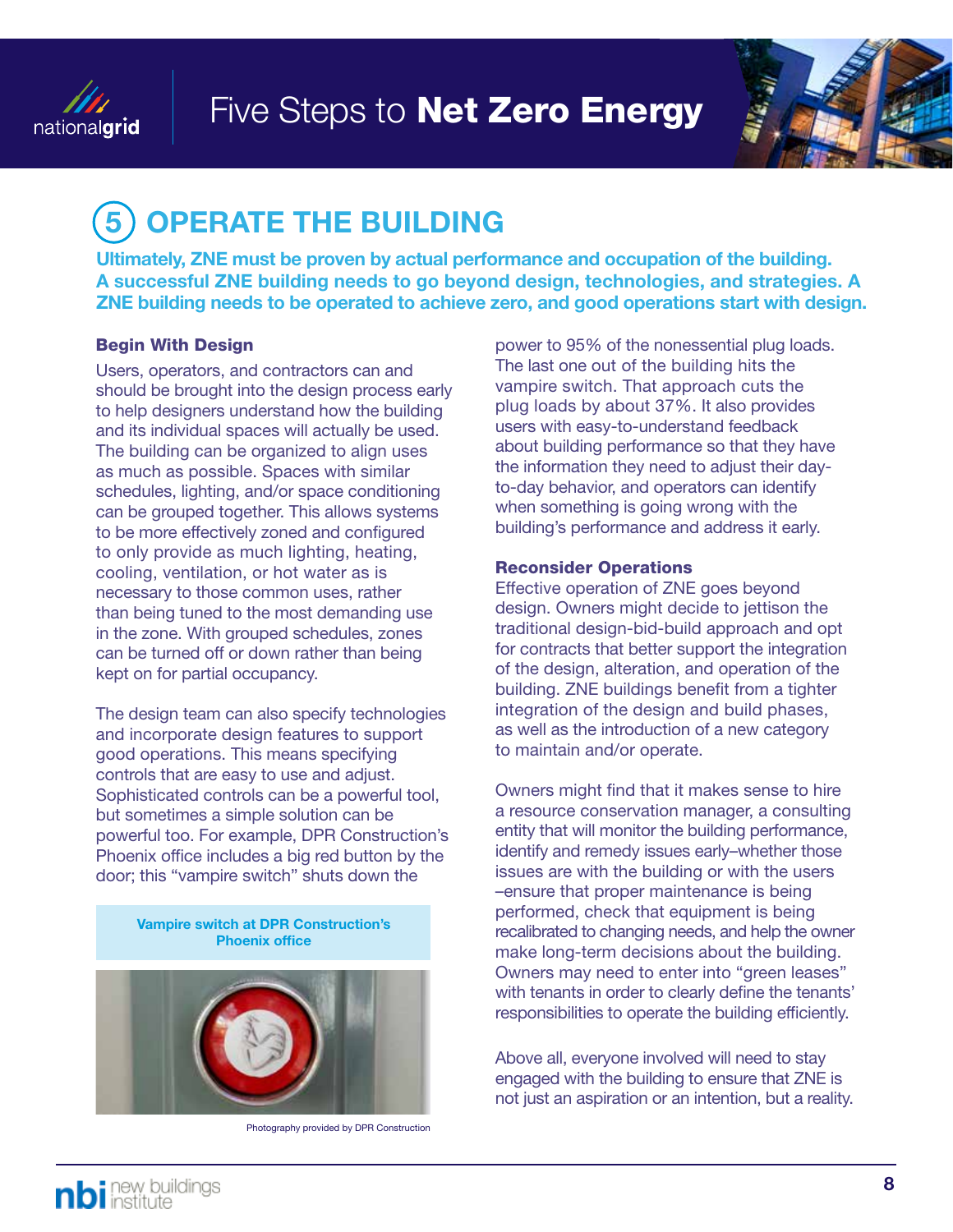## 5 OPERATE THE BUILDING

**Ultimately, ZNE must be proven by actual performance and occupation of the building. A successful ZNE building needs to go beyond design, technologies, and strategies. A ZNE building needs to be operated to achieve zero, and good operations start with design.**

### Begin With Design

Users, operators, and contractors can and should be brought into the design process early to help designers understand how the building and its individual spaces will actually be used. The building can be organized to align uses as much as possible. Spaces with similar schedules, lighting, and/or space conditioning can be grouped together. This allows systems to be more effectively zoned and configured to only provide as much lighting, heating, cooling, ventilation, or hot water as is necessary to those common uses, rather than being tuned to the most demanding use in the zone. With grouped schedules, zones can be turned off or down rather than being kept on for partial occupancy.

The design team can also specify technologies and incorporate design features to support good operations. This means specifying controls that are easy to use and adjust. Sophisticated controls can be a powerful tool, but sometimes a simple solution can be powerful too. For example, DPR Construction's Phoenix office includes a big red button by the door; this "vampire switch" shuts down the power to 95% of the nonessential plug loads. The last one out of the building hits the vampire switch. That approach cuts the plug loads by about 37%. It also provides users with easy-to-understand feedback about building performance so that they have the information they need to adjust their day-to-day behavior, and operators can identify when something is going wrong with the building's performance and address it early.

**Vampire switch at DPR Construction's Phoenix office**

Photography provided by DPR Construction

### Reconsider Operations

Effective operation of ZNE goes beyond design. Owners might decide to jettison the traditional design-bid-build approach and opt for contracts that better support the integration of the design, alteration, and operation of the building. ZNE buildings benefit from a tighter integration of the design and build phases, as well as the introduction of a new category to maintain and/or operate.

Owners might find that it makes sense to hire a resource conservation manager, a consulting entity that will monitor the building performance, identify and remedy issues early–whether those issues are with the building or with the users –ensure that proper maintenance is being performed, check that equipment is being recalibrated to changing needs, and help the owner make long-term decisions about the building. Owners may need to enter into "green leases" with tenants in order to clearly define the tenants' responsibilities to operate the building efficiently.

Above all, everyone involved will need to stay engaged with the building to ensure that ZNE is not just an aspiration or an intention, but a reality.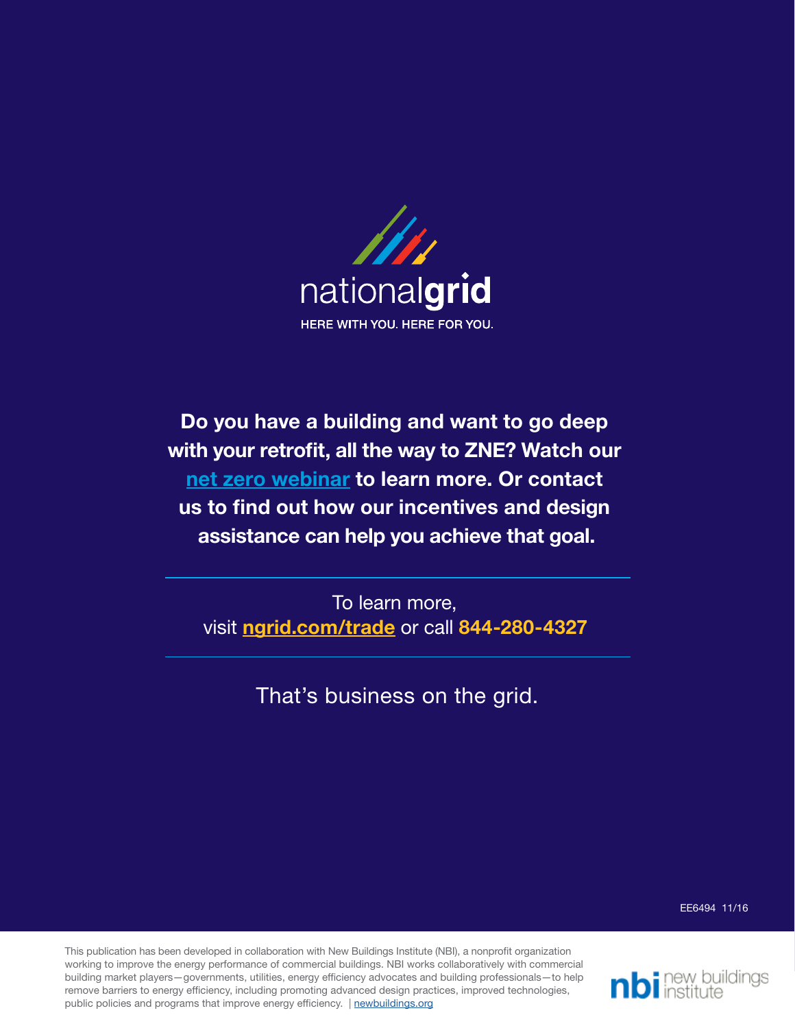nationalgrid

HERE WITH YOU. HERE FOR YOU.

**Do you have a building and want to go deep with your retrofit, all the way to ZNE? Watch our net zero webinar to learn more. Or contact us to find out how our incentives and design assistance can help you achieve that goal.**

---

To learn more,
visit **ngrid.com/trade** or call **844-280-4327**

---

That's business on the grid.

EE6494 11/16

This publication has been developed in collaboration with New Buildings Institute (NBI), a nonprofit organization working to improve the energy performance of commercial buildings. NBI works collaboratively with commercial building market players—governments, utilities, energy efficiency advocates and building professionals—to help remove barriers to energy efficiency, including promoting advanced design practices, improved technologies, public policies and programs that improve energy efficiency. | newbuildings.org

nbi new buildings institute